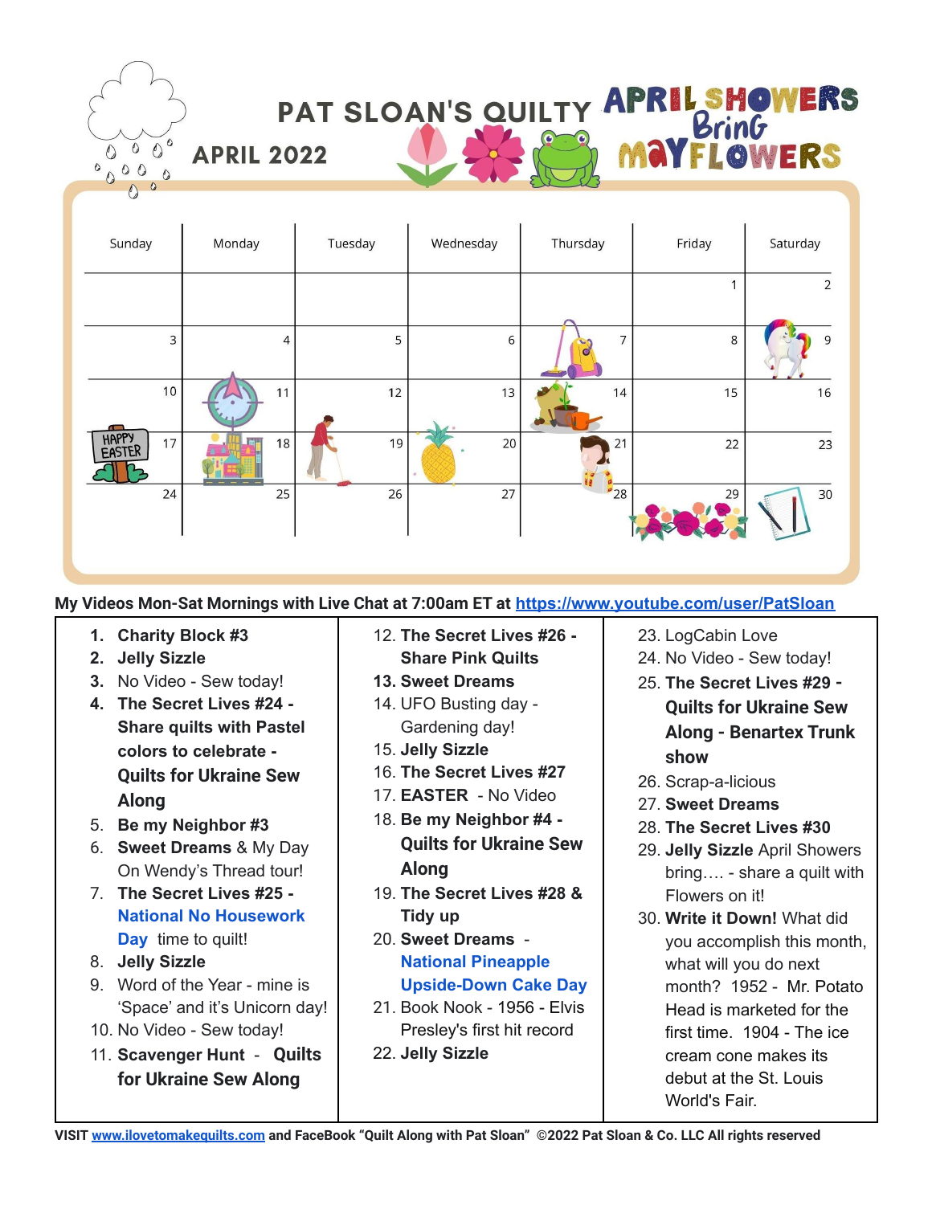# PAT SLOAN'S QUILTY APRIL 2022

## APRIL SHOWERS Bring MAYFLOWERS

| Sunday | Monday | Tuesday | Wednesday | Thursday | Friday | Saturday |
|---|---|---|---|---|---|---|
| | | | | | 1 | 2 |
| 3 | 4 | 5 | 6 | 7 | 8 | 9 |
| 10 | 11 | 12 | 13 | 14 | 15 | 16 |
| 17 | 18 | 19 | 20 | 21 | 22 | 23 |
| 24 | 25 | 26 | 27 | 28 | 29 | 30 |

HAPPY EASTER

**My Videos Mon-Sat Mornings with Live Chat at 7:00am ET at https://www.youtube.com/user/PatSloan**

1. **Charity Block #3**
2. **Jelly Sizzle**
3. No Video - Sew today!
4. **The Secret Lives #24 - Share quilts with Pastel colors to celebrate - Quilts for Ukraine Sew Along**
5. **Be my Neighbor #3**
6. **Sweet Dreams** & My Day On Wendy's Thread tour!
7. **The Secret Lives #25 - National No Housework Day** time to quilt!
8. **Jelly Sizzle**
9. Word of the Year - mine is 'Space' and it's Unicorn day!
10. No Video - Sew today!
11. **Scavenger Hunt - Quilts for Ukraine Sew Along**
12. **The Secret Lives #26 - Share Pink Quilts**
13. **Sweet Dreams**
14. UFO Busting day - Gardening day!
15. **Jelly Sizzle**
16. **The Secret Lives #27**
17. **EASTER** - No Video
18. **Be my Neighbor #4 - Quilts for Ukraine Sew Along**
19. **The Secret Lives #28 & Tidy up**
20. **Sweet Dreams** - **National Pineapple Upside-Down Cake Day**
21. Book Nook - 1956 - Elvis Presley's first hit record
22. **Jelly Sizzle**
23. LogCabin Love
24. No Video - Sew today!
25. **The Secret Lives #29 - Quilts for Ukraine Sew Along - Benartex Trunk show**
26. Scrap-a-licious
27. **Sweet Dreams**
28. **The Secret Lives #30**
29. **Jelly Sizzle** April Showers bring…. - share a quilt with Flowers on it!
30. **Write it Down!** What did you accomplish this month, what will you do next month? 1952 - Mr. Potato Head is marketed for the first time. 1904 - The ice cream cone makes its debut at the St. Louis World's Fair.

**VISIT www.ilovetomakequilts.com and FaceBook "Quilt Along with Pat Sloan" ©2022 Pat Sloan & Co. LLC All rights reserved**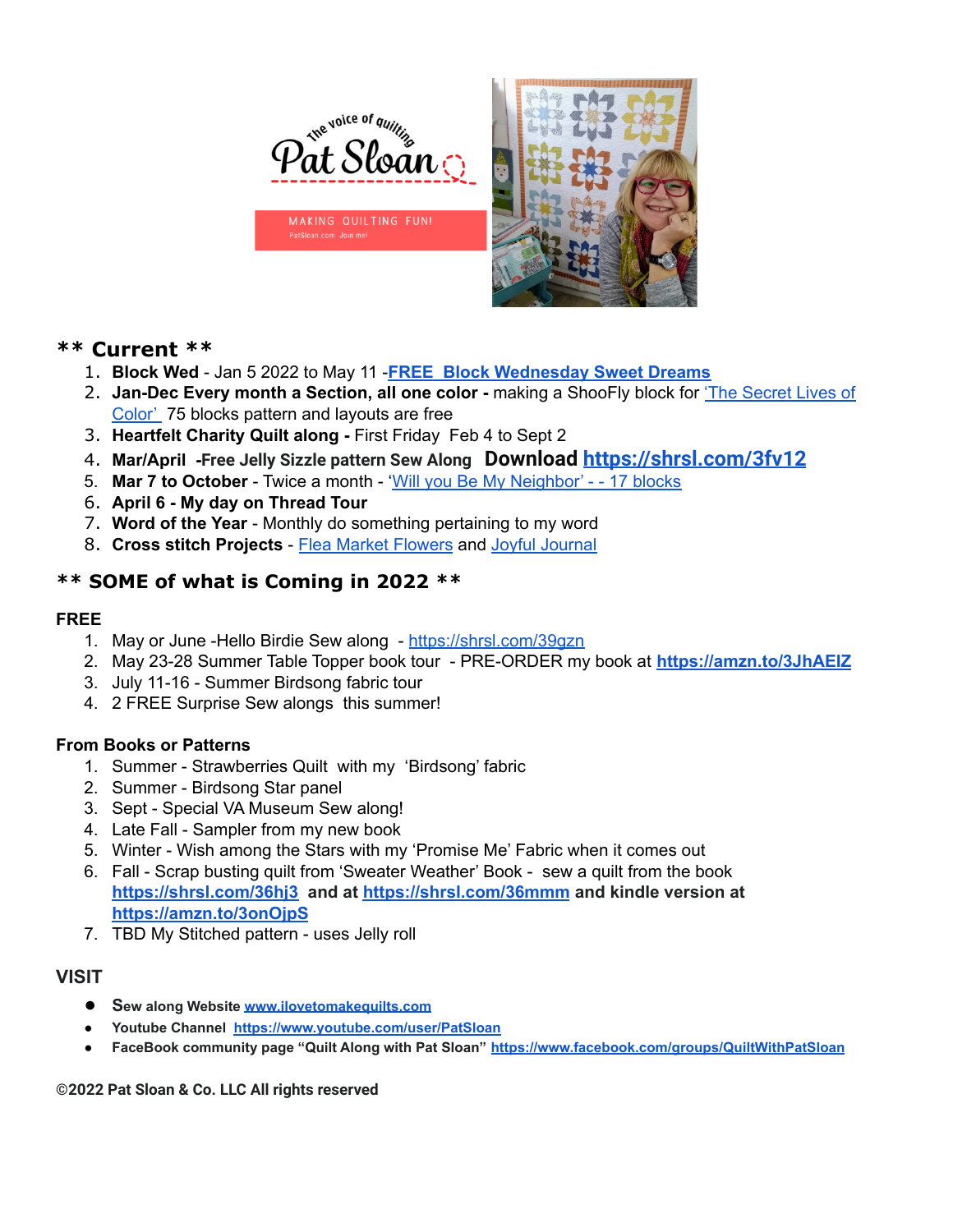## ** Current **

1. **Block Wed** - Jan 5 2022 to May 11 -**FREE Block Wednesday Sweet Dreams**
2. **Jan-Dec Every month a Section, all one color -** making a ShooFly block for 'The Secret Lives of Color' 75 blocks pattern and layouts are free
3. **Heartfelt Charity Quilt along -** First Friday Feb 4 to Sept 2
4. **Mar/April -Free Jelly Sizzle pattern Sew Along** **Download https://shrsl.com/3fv12**
5. **Mar 7 to October** - Twice a month - 'Will you Be My Neighbor' - - 17 blocks
6. **April 6 - My day on Thread Tour**
7. **Word of the Year** - Monthly do something pertaining to my word
8. **Cross stitch Projects** - Flea Market Flowers and Joyful Journal

## ** SOME of what is Coming in 2022 **

### FREE

1. May or June -Hello Birdie Sew along - https://shrsl.com/39gzn
2. May 23-28 Summer Table Topper book tour - PRE-ORDER my book at **https://amzn.to/3JhAElZ**
3. July 11-16 - Summer Birdsong fabric tour
4. 2 FREE Surprise Sew alongs this summer!

### From Books or Patterns

1. Summer - Strawberries Quilt with my 'Birdsong' fabric
2. Summer - Birdsong Star panel
3. Sept - Special VA Museum Sew along!
4. Late Fall - Sampler from my new book
5. Winter - Wish among the Stars with my 'Promise Me' Fabric when it comes out
6. Fall - Scrap busting quilt from 'Sweater Weather' Book - sew a quilt from the book **https://shrsl.com/36hj3 and at https://shrsl.com/36mmm and kindle version at https://amzn.to/3onOjpS**
7. TBD My Stitched pattern - uses Jelly roll

### VISIT

- **Sew along Website www.ilovetomakequilts.com**
- **Youtube Channel https://www.youtube.com/user/PatSloan**
- **FaceBook community page "Quilt Along with Pat Sloan" https://www.facebook.com/groups/QuiltWithPatSloan**

**©2022 Pat Sloan & Co. LLC All rights reserved**